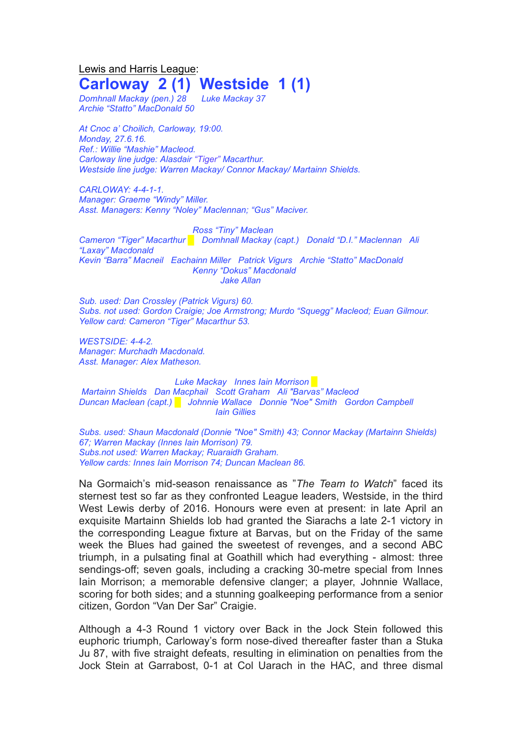Lewis and Harris League:

# Carloway 2 (1) Westside 1 (1)

*Domhnall Mackay (pen.) 28 Luke Mackay 37*
*Archie "Statto" MacDonald 50*

*At Cnoc a' Choilich, Carloway, 19:00.*
*Monday, 27.6.16.*
*Ref.: Willie "Mashie" Macleod.*
*Carloway line judge: Alasdair "Tiger" Macarthur.*
*Westside line judge: Warren Mackay/ Connor Mackay/ Martainn Shields.*

*CARLOWAY: 4-4-1-1.*
*Manager: Graeme "Windy" Miller.*
*Asst. Managers: Kenny "Noley" Maclennan; "Gus" Maciver.*

*Ross "Tiny" Maclean*
*Cameron "Tiger" Macarthur Domhnall Mackay (capt.) Donald "D.I." Maclennan Ali "Laxay" Macdonald*
*Kevin "Barra" Macneil Eachainn Miller Patrick Vigurs Archie "Statto" MacDonald*
*Kenny "Dokus" Macdonald*
*Jake Allan*

*Sub. used: Dan Crossley (Patrick Vigurs) 60.*
*Subs. not used: Gordon Craigie; Joe Armstrong; Murdo "Squegg" Macleod; Euan Gilmour.*
*Yellow card: Cameron "Tiger" Macarthur 53.*

*WESTSIDE: 4-4-2.*
*Manager: Murchadh Macdonald.*
*Asst. Manager: Alex Matheson.*

*Luke Mackay Innes Iain Morrison*
*Martainn Shields Dan Macphail Scott Graham Ali "Barvas" Macleod*
*Duncan Maclean (capt.) Johnnie Wallace Donnie "Noe" Smith Gordon Campbell*
*Iain Gillies*

*Subs. used: Shaun Macdonald (Donnie "Noe" Smith) 43; Connor Mackay (Martainn Shields) 67; Warren Mackay (Innes Iain Morrison) 79.*
*Subs.not used: Warren Mackay; Ruaraidh Graham.*
*Yellow cards: Innes Iain Morrison 74; Duncan Maclean 86.*

Na Gormaich's mid-season renaissance as "*The Team to Watch*" faced its sternest test so far as they confronted League leaders, Westside, in the third West Lewis derby of 2016. Honours were even at present: in late April an exquisite Martainn Shields lob had granted the Siarachs a late 2-1 victory in the corresponding League fixture at Barvas, but on the Friday of the same week the Blues had gained the sweetest of revenges, and a second ABC triumph, in a pulsating final at Goathill which had everything - almost: three sendings-off; seven goals, including a cracking 30-metre special from Innes Iain Morrison; a memorable defensive clanger; a player, Johnnie Wallace, scoring for both sides; and a stunning goalkeeping performance from a senior citizen, Gordon "Van Der Sar" Craigie.

Although a 4-3 Round 1 victory over Back in the Jock Stein followed this euphoric triumph, Carloway's form nose-dived thereafter faster than a Stuka Ju 87, with five straight defeats, resulting in elimination on penalties from the Jock Stein at Garrabost, 0-1 at Col Uarach in the HAC, and three dismal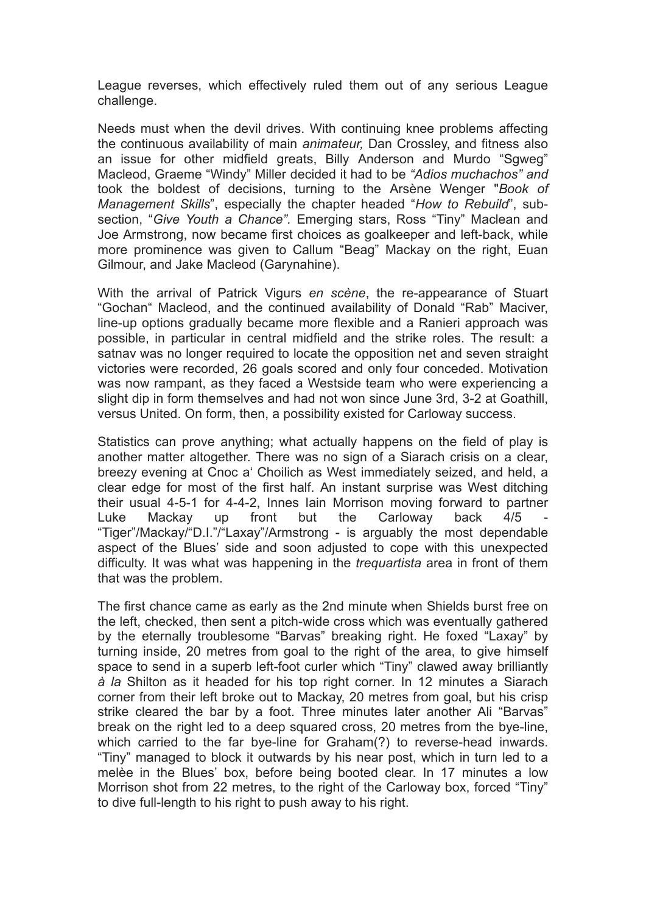League reverses, which effectively ruled them out of any serious League challenge.

Needs must when the devil drives. With continuing knee problems affecting the continuous availability of main *animateur,* Dan Crossley, and fitness also an issue for other midfield greats, Billy Anderson and Murdo "Sgweg" Macleod, Graeme "Windy" Miller decided it had to be *"Adios muchachos" and* took the boldest of decisions, turning to the Arsène Wenger "*Book of Management Skills*", especially the chapter headed "*How to Rebuild*", sub-section, "*Give Youth a Chance".* Emerging stars, Ross "Tiny" Maclean and Joe Armstrong, now became first choices as goalkeeper and left-back, while more prominence was given to Callum "Beag" Mackay on the right, Euan Gilmour, and Jake Macleod (Garynahine).

With the arrival of Patrick Vigurs *en scène*, the re-appearance of Stuart "Gochan" Macleod, and the continued availability of Donald "Rab" Maciver, line-up options gradually became more flexible and a Ranieri approach was possible, in particular in central midfield and the strike roles. The result: a satnav was no longer required to locate the opposition net and seven straight victories were recorded, 26 goals scored and only four conceded. Motivation was now rampant, as they faced a Westside team who were experiencing a slight dip in form themselves and had not won since June 3rd, 3-2 at Goathill, versus United. On form, then, a possibility existed for Carloway success.

Statistics can prove anything; what actually happens on the field of play is another matter altogether. There was no sign of a Siarach crisis on a clear, breezy evening at Cnoc a' Choilich as West immediately seized, and held, a clear edge for most of the first half. An instant surprise was West ditching their usual 4-5-1 for 4-4-2, Innes Iain Morrison moving forward to partner Luke Mackay up front but the Carloway back 4/5 - "Tiger"/Mackay/"D.I."/"Laxay"/Armstrong - is arguably the most dependable aspect of the Blues' side and soon adjusted to cope with this unexpected difficulty. It was what was happening in the *trequartista* area in front of them that was the problem.

The first chance came as early as the 2nd minute when Shields burst free on the left, checked, then sent a pitch-wide cross which was eventually gathered by the eternally troublesome "Barvas" breaking right. He foxed "Laxay" by turning inside, 20 metres from goal to the right of the area, to give himself space to send in a superb left-foot curler which "Tiny" clawed away brilliantly *à la* Shilton as it headed for his top right corner. In 12 minutes a Siarach corner from their left broke out to Mackay, 20 metres from goal, but his crisp strike cleared the bar by a foot. Three minutes later another Ali "Barvas" break on the right led to a deep squared cross, 20 metres from the bye-line, which carried to the far bye-line for Graham(?) to reverse-head inwards. "Tiny" managed to block it outwards by his near post, which in turn led to a melèe in the Blues' box, before being booted clear. In 17 minutes a low Morrison shot from 22 metres, to the right of the Carloway box, forced "Tiny" to dive full-length to his right to push away to his right.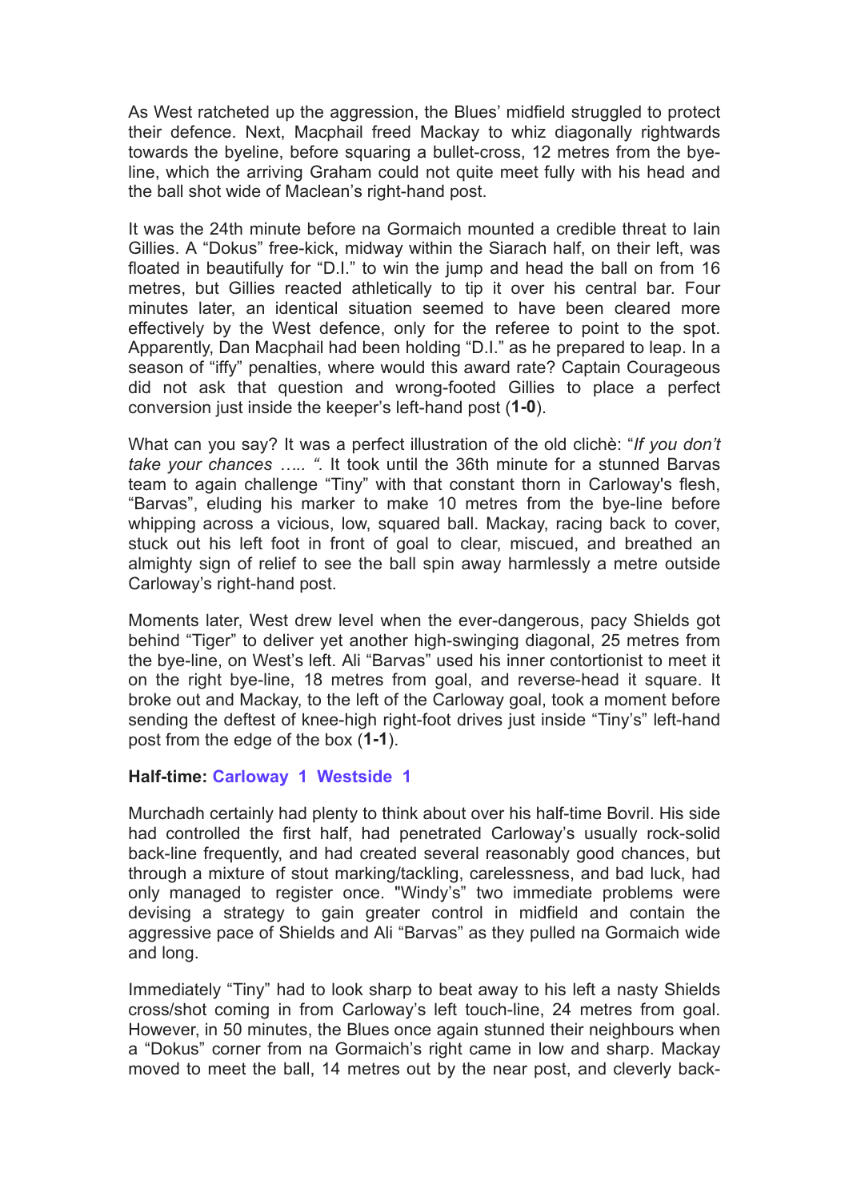As West ratcheted up the aggression, the Blues' midfield struggled to protect their defence. Next, Macphail freed Mackay to whiz diagonally rightwards towards the byeline, before squaring a bullet-cross, 12 metres from the bye-line, which the arriving Graham could not quite meet fully with his head and the ball shot wide of Maclean's right-hand post.

It was the 24th minute before na Gormaich mounted a credible threat to Iain Gillies. A "Dokus" free-kick, midway within the Siarach half, on their left, was floated in beautifully for "D.I." to win the jump and head the ball on from 16 metres, but Gillies reacted athletically to tip it over his central bar. Four minutes later, an identical situation seemed to have been cleared more effectively by the West defence, only for the referee to point to the spot. Apparently, Dan Macphail had been holding "D.I." as he prepared to leap. In a season of "iffy" penalties, where would this award rate? Captain Courageous did not ask that question and wrong-footed Gillies to place a perfect conversion just inside the keeper's left-hand post (**1-0**).

What can you say? It was a perfect illustration of the old clichè: "*If you don't take your chances ….. "*. It took until the 36th minute for a stunned Barvas team to again challenge "Tiny" with that constant thorn in Carloway's flesh, "Barvas", eluding his marker to make 10 metres from the bye-line before whipping across a vicious, low, squared ball. Mackay, racing back to cover, stuck out his left foot in front of goal to clear, miscued, and breathed an almighty sign of relief to see the ball spin away harmlessly a metre outside Carloway's right-hand post.

Moments later, West drew level when the ever-dangerous, pacy Shields got behind "Tiger" to deliver yet another high-swinging diagonal, 25 metres from the bye-line, on West's left. Ali "Barvas" used his inner contortionist to meet it on the right bye-line, 18 metres from goal, and reverse-head it square. It broke out and Mackay, to the left of the Carloway goal, took a moment before sending the deftest of knee-high right-foot drives just inside "Tiny's" left-hand post from the edge of the box (**1-1**).

**Half-time: Carloway 1 Westside 1**

Murchadh certainly had plenty to think about over his half-time Bovril. His side had controlled the first half, had penetrated Carloway's usually rock-solid back-line frequently, and had created several reasonably good chances, but through a mixture of stout marking/tackling, carelessness, and bad luck, had only managed to register once. "Windy's" two immediate problems were devising a strategy to gain greater control in midfield and contain the aggressive pace of Shields and Ali "Barvas" as they pulled na Gormaich wide and long.

Immediately "Tiny" had to look sharp to beat away to his left a nasty Shields cross/shot coming in from Carloway's left touch-line, 24 metres from goal. However, in 50 minutes, the Blues once again stunned their neighbours when a "Dokus" corner from na Gormaich's right came in low and sharp. Mackay moved to meet the ball, 14 metres out by the near post, and cleverly back-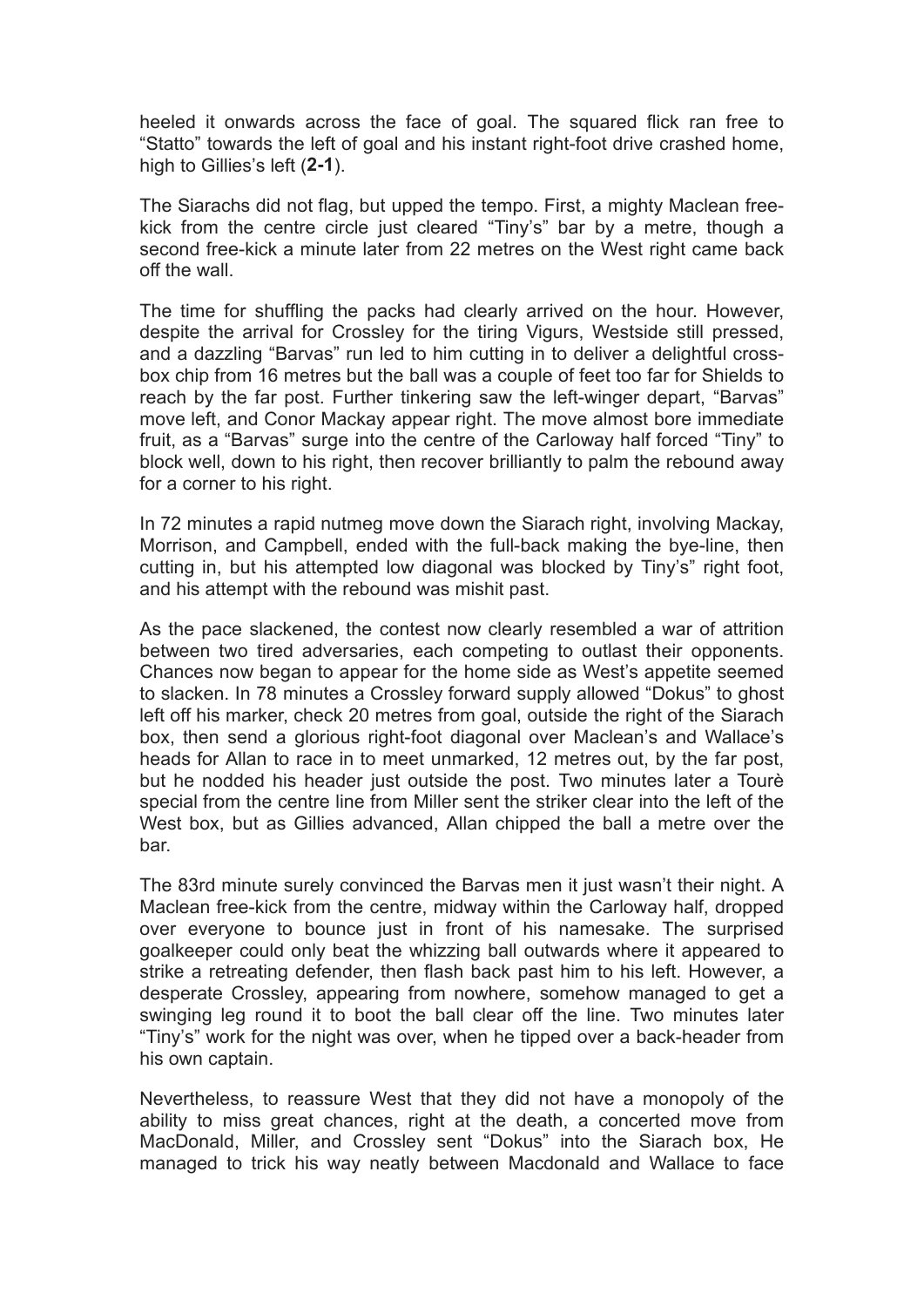heeled it onwards across the face of goal. The squared flick ran free to "Statto" towards the left of goal and his instant right-foot drive crashed home, high to Gillies's left (**2-1**).

The Siarachs did not flag, but upped the tempo. First, a mighty Maclean free-kick from the centre circle just cleared "Tiny's" bar by a metre, though a second free-kick a minute later from 22 metres on the West right came back off the wall.

The time for shuffling the packs had clearly arrived on the hour. However, despite the arrival for Crossley for the tiring Vigurs, Westside still pressed, and a dazzling "Barvas" run led to him cutting in to deliver a delightful cross-box chip from 16 metres but the ball was a couple of feet too far for Shields to reach by the far post. Further tinkering saw the left-winger depart, "Barvas" move left, and Conor Mackay appear right. The move almost bore immediate fruit, as a "Barvas" surge into the centre of the Carloway half forced "Tiny" to block well, down to his right, then recover brilliantly to palm the rebound away for a corner to his right.

In 72 minutes a rapid nutmeg move down the Siarach right, involving Mackay, Morrison, and Campbell, ended with the full-back making the bye-line, then cutting in, but his attempted low diagonal was blocked by Tiny's" right foot, and his attempt with the rebound was mishit past.

As the pace slackened, the contest now clearly resembled a war of attrition between two tired adversaries, each competing to outlast their opponents. Chances now began to appear for the home side as West's appetite seemed to slacken. In 78 minutes a Crossley forward supply allowed "Dokus" to ghost left off his marker, check 20 metres from goal, outside the right of the Siarach box, then send a glorious right-foot diagonal over Maclean's and Wallace's heads for Allan to race in to meet unmarked, 12 metres out, by the far post, but he nodded his header just outside the post. Two minutes later a Tourè special from the centre line from Miller sent the striker clear into the left of the West box, but as Gillies advanced, Allan chipped the ball a metre over the bar.

The 83rd minute surely convinced the Barvas men it just wasn't their night. A Maclean free-kick from the centre, midway within the Carloway half, dropped over everyone to bounce just in front of his namesake. The surprised goalkeeper could only beat the whizzing ball outwards where it appeared to strike a retreating defender, then flash back past him to his left. However, a desperate Crossley, appearing from nowhere, somehow managed to get a swinging leg round it to boot the ball clear off the line. Two minutes later "Tiny's" work for the night was over, when he tipped over a back-header from his own captain.

Nevertheless, to reassure West that they did not have a monopoly of the ability to miss great chances, right at the death, a concerted move from MacDonald, Miller, and Crossley sent "Dokus" into the Siarach box, He managed to trick his way neatly between Macdonald and Wallace to face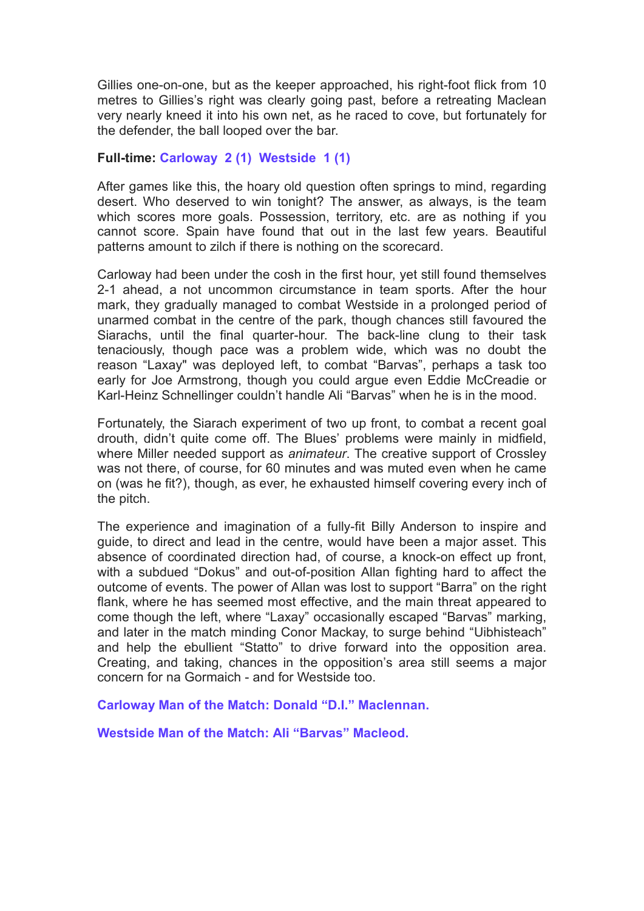Gillies one-on-one, but as the keeper approached, his right-foot flick from 10 metres to Gillies's right was clearly going past, before a retreating Maclean very nearly kneed it into his own net, as he raced to cove, but fortunately for the defender, the ball looped over the bar.

**Full-time: Carloway 2 (1) Westside 1 (1)**

After games like this, the hoary old question often springs to mind, regarding desert. Who deserved to win tonight? The answer, as always, is the team which scores more goals. Possession, territory, etc. are as nothing if you cannot score. Spain have found that out in the last few years. Beautiful patterns amount to zilch if there is nothing on the scorecard.

Carloway had been under the cosh in the first hour, yet still found themselves 2-1 ahead, a not uncommon circumstance in team sports. After the hour mark, they gradually managed to combat Westside in a prolonged period of unarmed combat in the centre of the park, though chances still favoured the Siarachs, until the final quarter-hour. The back-line clung to their task tenaciously, though pace was a problem wide, which was no doubt the reason "Laxay" was deployed left, to combat "Barvas", perhaps a task too early for Joe Armstrong, though you could argue even Eddie McCreadie or Karl-Heinz Schnellinger couldn't handle Ali "Barvas" when he is in the mood.

Fortunately, the Siarach experiment of two up front, to combat a recent goal drouth, didn't quite come off. The Blues' problems were mainly in midfield, where Miller needed support as *animateur*. The creative support of Crossley was not there, of course, for 60 minutes and was muted even when he came on (was he fit?), though, as ever, he exhausted himself covering every inch of the pitch.

The experience and imagination of a fully-fit Billy Anderson to inspire and guide, to direct and lead in the centre, would have been a major asset. This absence of coordinated direction had, of course, a knock-on effect up front, with a subdued "Dokus" and out-of-position Allan fighting hard to affect the outcome of events. The power of Allan was lost to support "Barra" on the right flank, where he has seemed most effective, and the main threat appeared to come though the left, where "Laxay" occasionally escaped "Barvas" marking, and later in the match minding Conor Mackay, to surge behind "Uibhisteach" and help the ebullient "Statto" to drive forward into the opposition area. Creating, and taking, chances in the opposition's area still seems a major concern for na Gormaich - and for Westside too.

**Carloway Man of the Match: Donald "D.I." Maclennan.**

**Westside Man of the Match: Ali "Barvas" Macleod.**